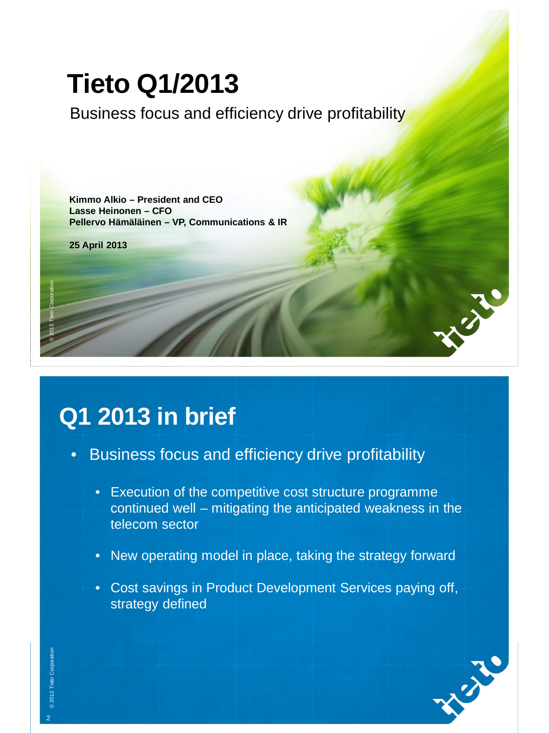# Tieto Q1/2013

Business focus and efficiency drive profitability

**Kimmo Alkio – President and CEO**
**Lasse Heinonen – CFO**
**Pellervo Hämäläinen – VP, Communications & IR**

**25 April 2013**

## Q1 2013 in brief

- Business focus and efficiency drive profitability
  - Execution of the competitive cost structure programme continued well – mitigating the anticipated weakness in the telecom sector
  - New operating model in place, taking the strategy forward
  - Cost savings in Product Development Services paying off, strategy defined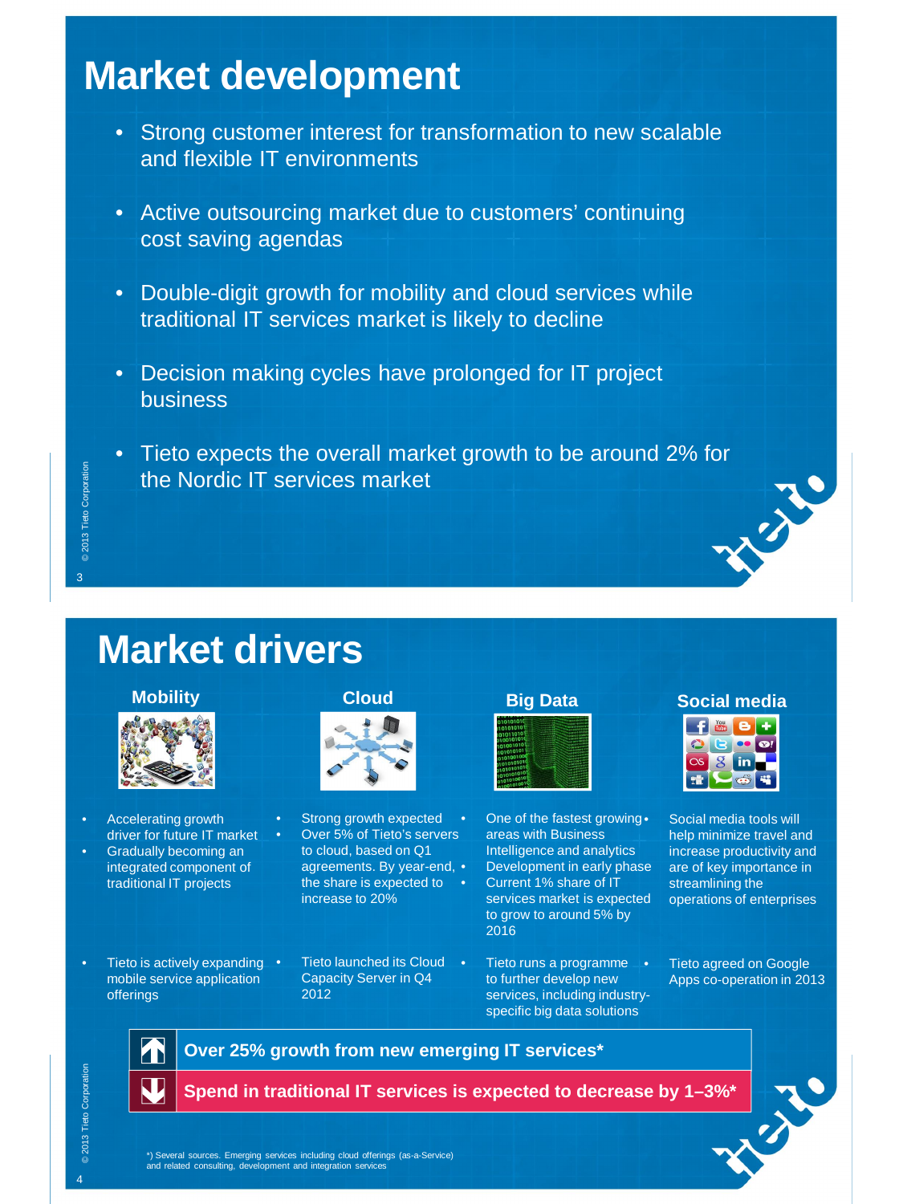# Market development

- Strong customer interest for transformation to new scalable and flexible IT environments
- Active outsourcing market due to customers' continuing cost saving agendas
- Double-digit growth for mobility and cloud services while traditional IT services market is likely to decline
- Decision making cycles have prolonged for IT project business
- Tieto expects the overall market growth to be around 2% for the Nordic IT services market

# Market drivers

## Mobility

- Accelerating growth driver for future IT market
- Gradually becoming an integrated component of traditional IT projects
- Tieto is actively expanding mobile service application offerings

## Cloud

- Strong growth expected
- Over 5% of Tieto's servers to cloud, based on Q1 agreements. By year-end, the share is expected to increase to 20%
- Tieto launched its Cloud Capacity Server in Q4 2012

## Big Data

- One of the fastest growing areas with Business Intelligence and analytics
- Development in early phase
- Current 1% share of IT services market is expected to grow to around 5% by 2016
- Tieto runs a programme to further develop new services, including industry-specific big data solutions

## Social media

- Social media tools will help minimize travel and increase productivity and are of key importance in streamlining the operations of enterprises
- Tieto agreed on Google Apps co-operation in 2013

**Over 25% growth from new emerging IT services***

**Spend in traditional IT services is expected to decrease by 1–3%***

*) Several sources. Emerging services including cloud offerings (as-a-Service) and related consulting, development and integration services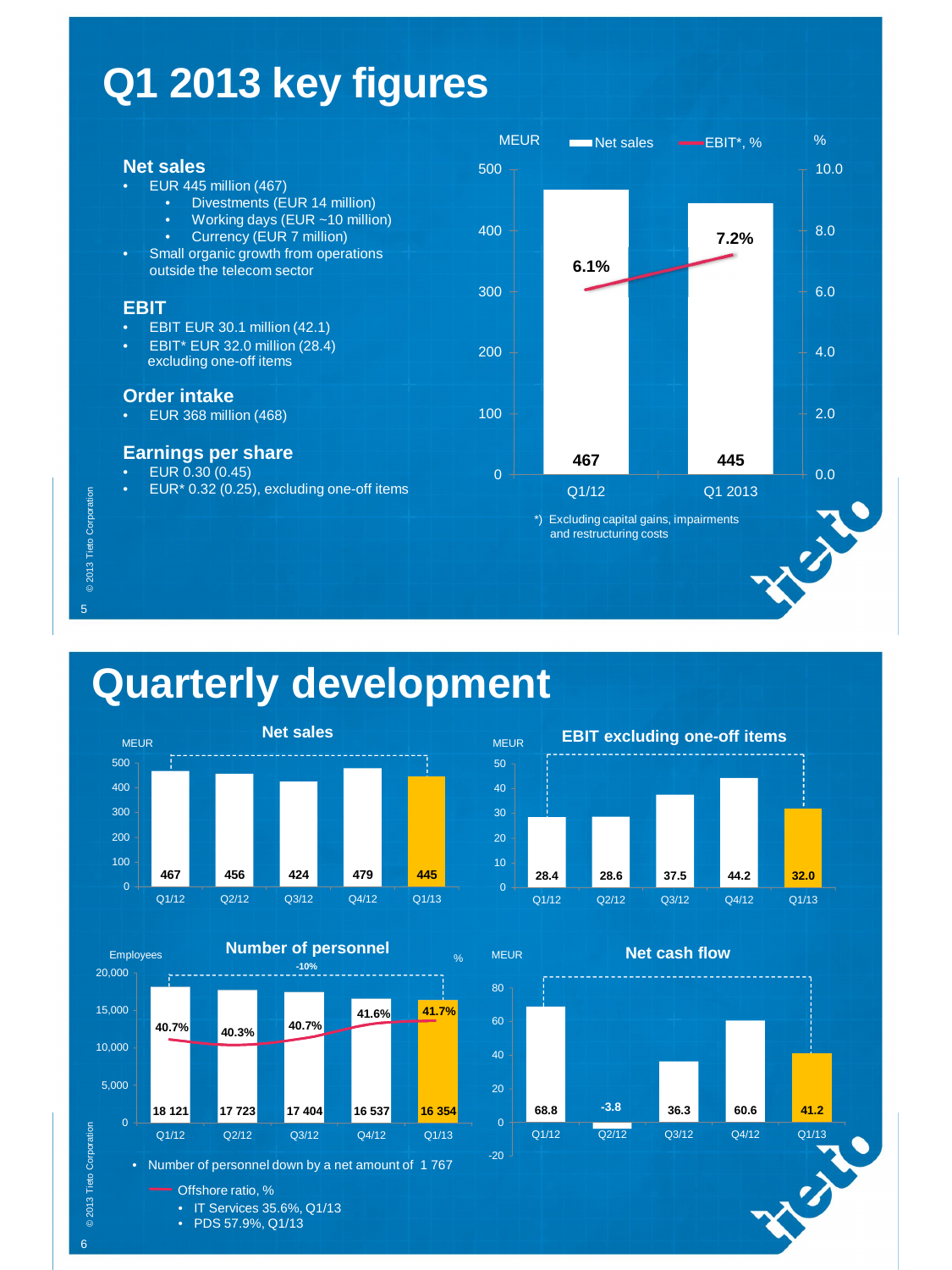# Q1 2013 key figures

## Net sales

- EUR 445 million (467)
  - Divestments (EUR 14 million)
  - Working days (EUR ~10 million)
  - Currency (EUR 7 million)
- Small organic growth from operations outside the telecom sector

## EBIT

- EBIT EUR 30.1 million (42.1)
- EBIT* EUR 32.0 million (28.4) excluding one-off items

## Order intake

- EUR 368 million (468)

## Earnings per share

- EUR 0.30 (0.45)
- EUR* 0.32 (0.25), excluding one-off items

| | Net sales, MEUR | EBIT*, % |
|---|---|---|
| Q1/12 | 467 | 6.1% |
| Q1 2013 | 445 | 7.2% |

*) Excluding capital gains, impairments and restructuring costs

# Quarterly development

## Net sales

| MEUR | Q1/12 | Q2/12 | Q3/12 | Q4/12 | Q1/13 |
|---|---|---|---|---|---|
| Net sales | 467 | 456 | 424 | 479 | 445 |

## EBIT excluding one-off items

| MEUR | Q1/12 | Q2/12 | Q3/12 | Q4/12 | Q1/13 |
|---|---|---|---|---|---|
| EBIT excluding one-off items | 28.4 | 28.6 | 37.5 | 44.2 | 32.0 |

## Number of personnel

| | Q1/12 | Q2/12 | Q3/12 | Q4/12 | Q1/13 |
|---|---|---|---|---|---|
| Employees | 18 121 | 17 723 | 17 404 | 16 537 | 16 354 |
| Offshore ratio, % | 40.7% | 40.3% | 40.7% | 41.6% | 41.7% |

-10%

- Number of personnel down by a net amount of 1 767

Offshore ratio, %
- IT Services 35.6%, Q1/13
- PDS 57.9%, Q1/13

## Net cash flow

| MEUR | Q1/12 | Q2/12 | Q3/12 | Q4/12 | Q1/13 |
|---|---|---|---|---|---|
| Net cash flow | 68.8 | -3.8 | 36.3 | 60.6 | 41.2 |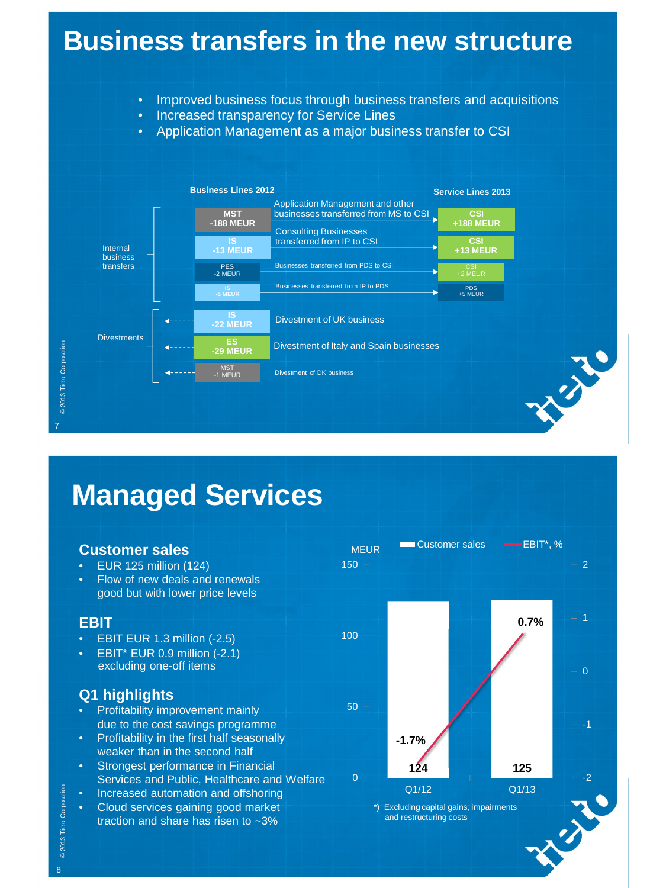# Business transfers in the new structure

- Improved business focus through business transfers and acquisitions
- Increased transparency for Service Lines
- Application Management as a major business transfer to CSI

| | Business Lines 2012 | | Service Lines 2013 |
|---|---|---|---|
| Internal business transfers | MST -188 MEUR | Application Management and other businesses transferred from MS to CSI | CSI +188 MEUR |
| | IS -13 MEUR | Consulting Businesses transferred from IP to CSI | CSI +13 MEUR |
| | PES -2 MEUR | Businesses transferred from PDS to CSI | CSI +2 MEUR |
| | IS -5 MEUR | Businesses transferred from IP to PDS | PDS +5 MEUR |
| Divestments | IS -22 MEUR | Divestment of UK business | |
| | ES -29 MEUR | Divestment of Italy and Spain businesses | |
| | MST -1 MEUR | Divestment of DK business | |

# Managed Services

## Customer sales

- EUR 125 million (124)
- Flow of new deals and renewals good but with lower price levels

## EBIT

- EBIT EUR 1.3 million (-2.5)
- EBIT* EUR 0.9 million (-2.1) excluding one-off items

## Q1 highlights

- Profitability improvement mainly due to the cost savings programme
- Profitability in the first half seasonally weaker than in the second half
- Strongest performance in Financial Services and Public, Healthcare and Welfare
- Increased automation and offshoring
- Cloud services gaining good market traction and share has risen to ~3%

| | Customer sales (MEUR) | EBIT*, % |
|---|---|---|
| Q1/12 | 124 | -1.7% |
| Q1/13 | 125 | 0.7% |

*) Excluding capital gains, impairments and restructuring costs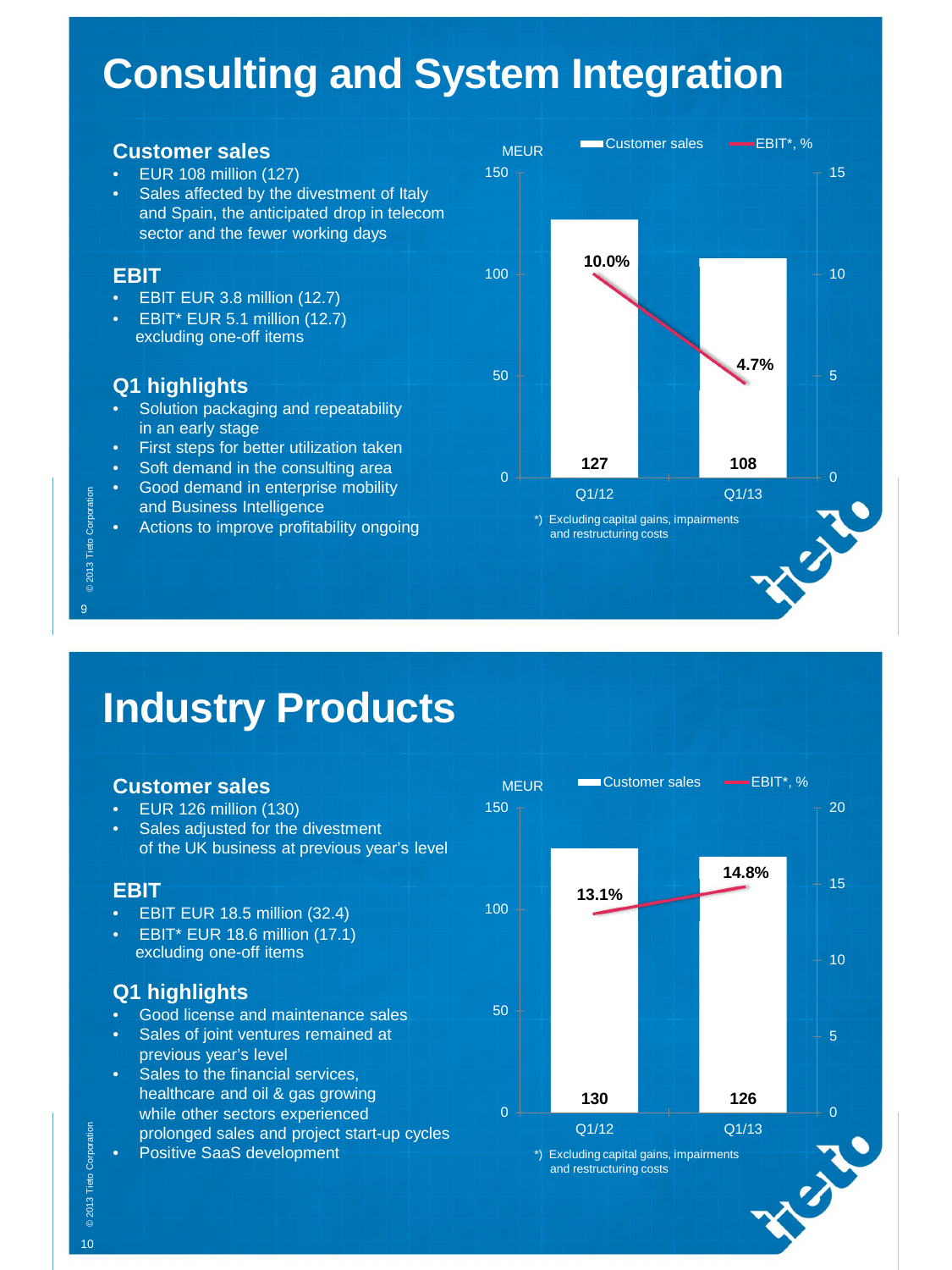# Consulting and System Integration

### Customer sales

- EUR 108 million (127)
- Sales affected by the divestment of Italy and Spain, the anticipated drop in telecom sector and the fewer working days

### EBIT

- EBIT EUR 3.8 million (12.7)
- EBIT* EUR 5.1 million (12.7) excluding one-off items

### Q1 highlights

- Solution packaging and repeatability in an early stage
- First steps for better utilization taken
- Soft demand in the consulting area
- Good demand in enterprise mobility and Business Intelligence
- Actions to improve profitability ongoing

| | Q1/12 | Q1/13 |
|---|---|---|
| Customer sales (MEUR) | 127 | 108 |
| EBIT*, % | 10.0% | 4.7% |

*) Excluding capital gains, impairments and restructuring costs

# Industry Products

### Customer sales

- EUR 126 million (130)
- Sales adjusted for the divestment of the UK business at previous year's level

### EBIT

- EBIT EUR 18.5 million (32.4)
- EBIT* EUR 18.6 million (17.1) excluding one-off items

### Q1 highlights

- Good license and maintenance sales
- Sales of joint ventures remained at previous year's level
- Sales to the financial services, healthcare and oil & gas growing while other sectors experienced prolonged sales and project start-up cycles
- Positive SaaS development

| | Q1/12 | Q1/13 |
|---|---|---|
| Customer sales (MEUR) | 130 | 126 |
| EBIT*, % | 13.1% | 14.8% |

*) Excluding capital gains, impairments and restructuring costs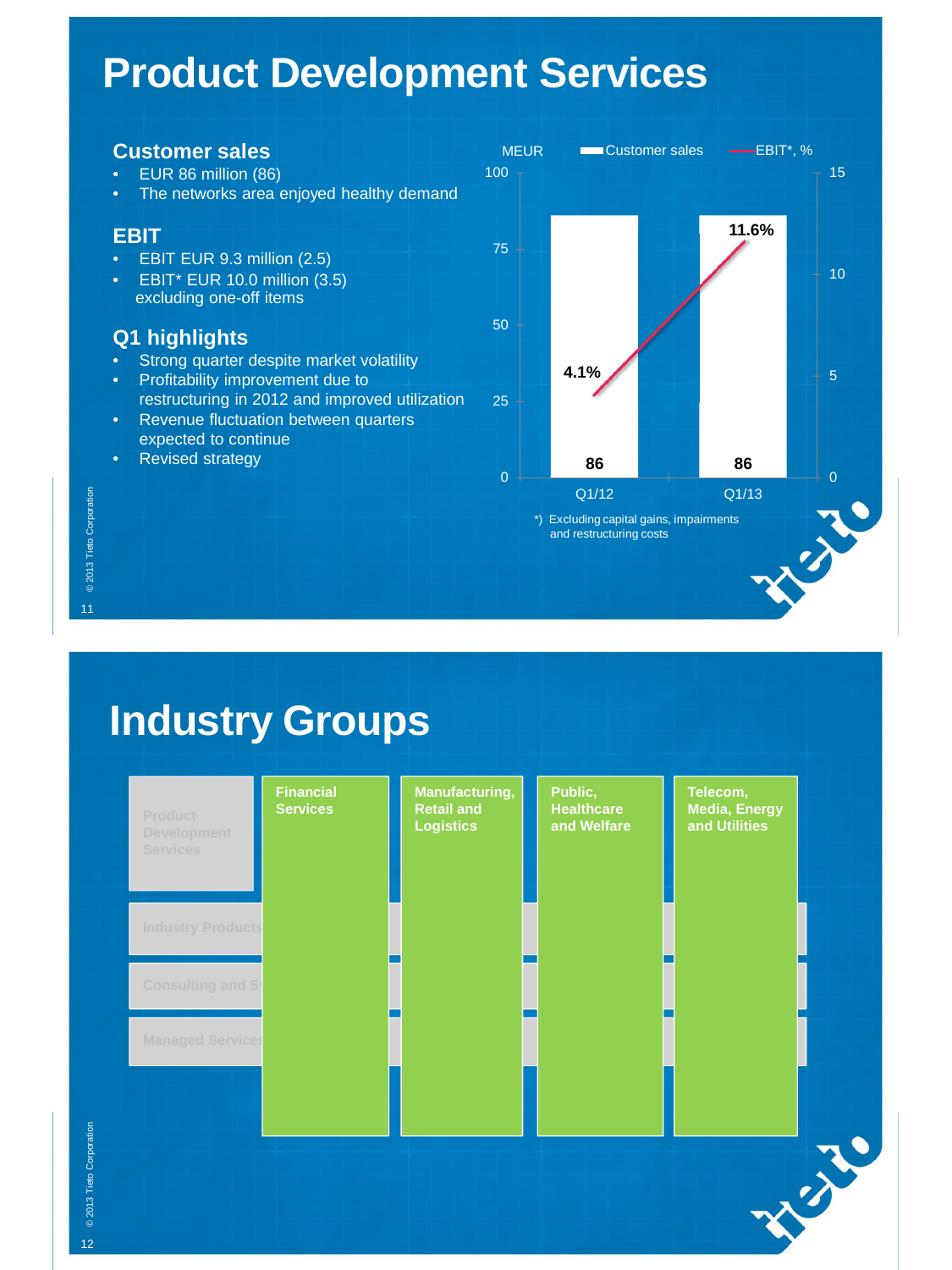# Product Development Services

## Customer sales

- EUR 86 million (86)
- The networks area enjoyed healthy demand

## EBIT

- EBIT EUR 9.3 million (2.5)
- EBIT* EUR 10.0 million (3.5) excluding one-off items

## Q1 highlights

- Strong quarter despite market volatility
- Profitability improvement due to restructuring in 2012 and improved utilization
- Revenue fluctuation between quarters expected to continue
- Revised strategy

| | Q1/12 | Q1/13 |
|---|---|---|
| Customer sales, MEUR | 86 | 86 |
| EBIT*, % | 4.1% | 11.6% |

*) Excluding capital gains, impairments and restructuring costs

# Industry Groups

- Product Development Services
- Industry Products
- Consulting and Systems Integration
- Managed Services

| Financial Services | Manufacturing, Retail and Logistics | Public, Healthcare and Welfare | Telecom, Media, Energy and Utilities |
|---|---|---|---|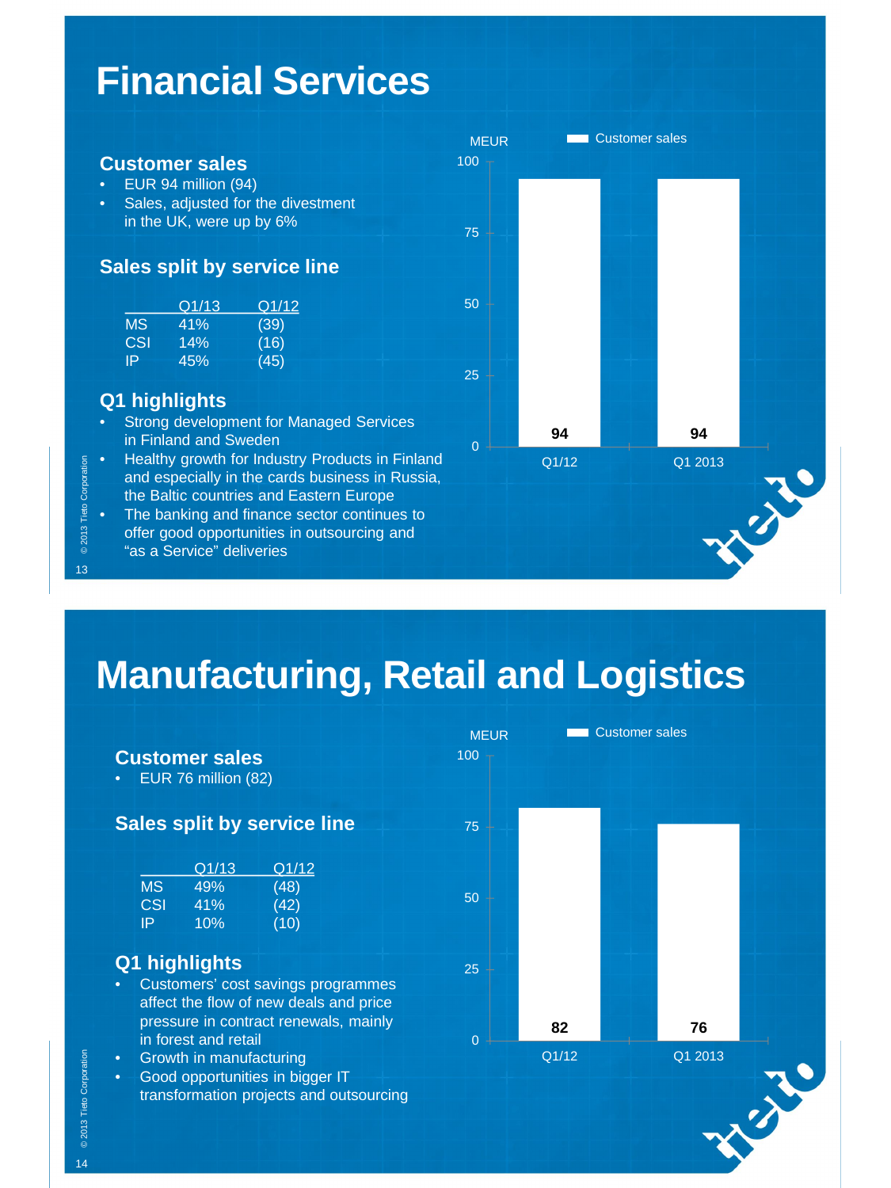# Financial Services

### Customer sales

- EUR 94 million (94)
- Sales, adjusted for the divestment in the UK, were up by 6%

### Sales split by service line

| | Q1/13 | Q1/12 |
|---|---|---|
| MS | 41% | (39) |
| CSI | 14% | (16) |
| IP | 45% | (45) |

### Q1 highlights

- Strong development for Managed Services in Finland and Sweden
- Healthy growth for Industry Products in Finland and especially in the cards business in Russia, the Baltic countries and Eastern Europe
- The banking and finance sector continues to offer good opportunities in outsourcing and "as a Service" deliveries

MEUR — Customer sales

| | Q1/12 | Q1 2013 |
|---|---|---|
| Customer sales | 94 | 94 |

# Manufacturing, Retail and Logistics

### Customer sales

- EUR 76 million (82)

### Sales split by service line

| | Q1/13 | Q1/12 |
|---|---|---|
| MS | 49% | (48) |
| CSI | 41% | (42) |
| IP | 10% | (10) |

### Q1 highlights

- Customers' cost savings programmes affect the flow of new deals and price pressure in contract renewals, mainly in forest and retail
- Growth in manufacturing
- Good opportunities in bigger IT transformation projects and outsourcing

MEUR — Customer sales

| | Q1/12 | Q1 2013 |
|---|---|---|
| Customer sales | 82 | 76 |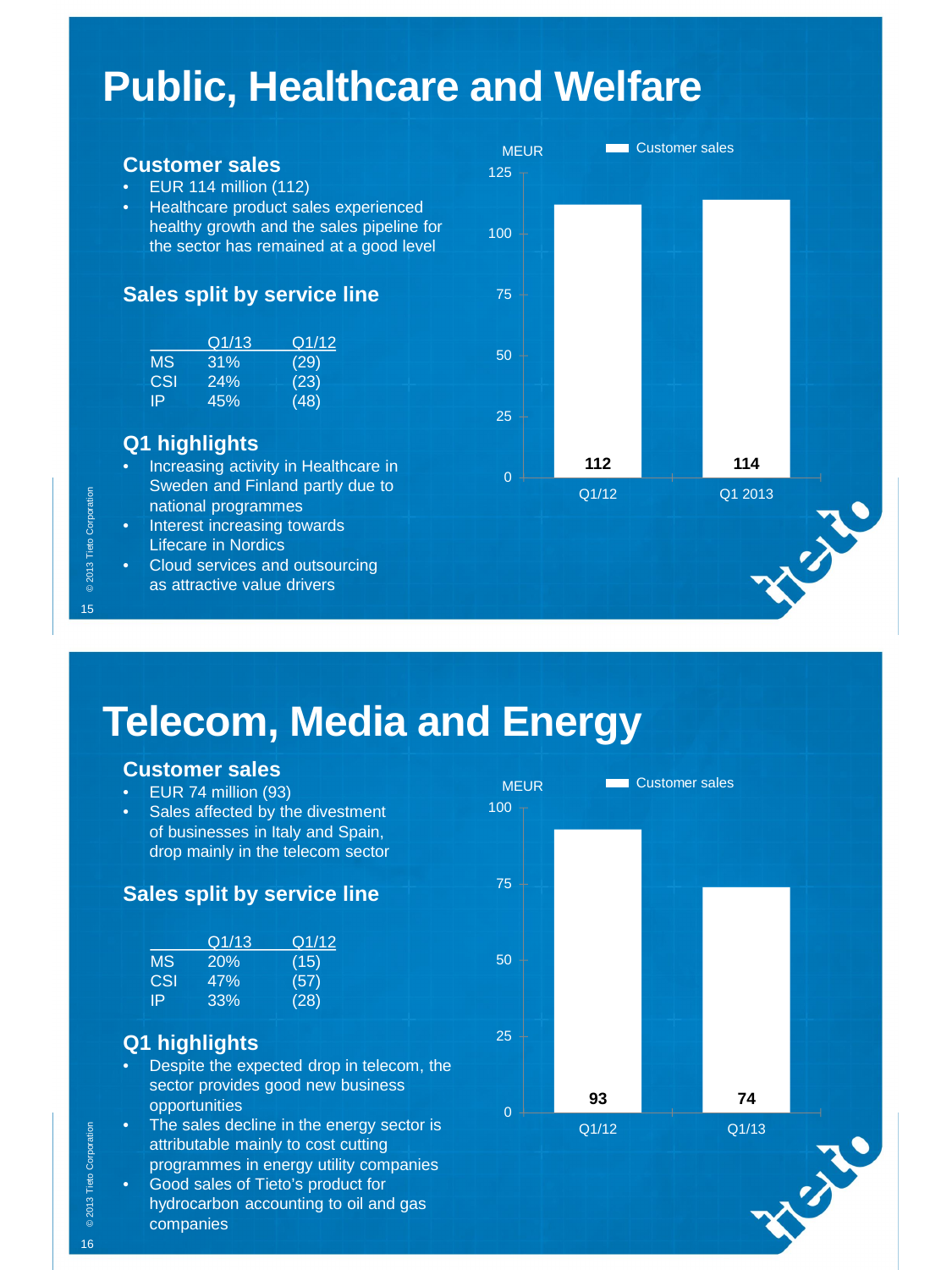# Public, Healthcare and Welfare

## Customer sales

- EUR 114 million (112)
- Healthcare product sales experienced healthy growth and the sales pipeline for the sector has remained at a good level

## Sales split by service line

| | Q1/13 | Q1/12 |
|---|---|---|
| MS | 31% | (29) |
| CSI | 24% | (23) |
| IP | 45% | (48) |

## Q1 highlights

- Increasing activity in Healthcare in Sweden and Finland partly due to national programmes
- Interest increasing towards Lifecare in Nordics
- Cloud services and outsourcing as attractive value drivers

Customer sales (MEUR)

| | Q1/12 | Q1 2013 |
|---|---|---|
| Customer sales | 112 | 114 |

# Telecom, Media and Energy

## Customer sales

- EUR 74 million (93)
- Sales affected by the divestment of businesses in Italy and Spain, drop mainly in the telecom sector

## Sales split by service line

| | Q1/13 | Q1/12 |
|---|---|---|
| MS | 20% | (15) |
| CSI | 47% | (57) |
| IP | 33% | (28) |

## Q1 highlights

- Despite the expected drop in telecom, the sector provides good new business opportunities
- The sales decline in the energy sector is attributable mainly to cost cutting programmes in energy utility companies
- Good sales of Tieto's product for hydrocarbon accounting to oil and gas companies

Customer sales (MEUR)

| | Q1/12 | Q1/13 |
|---|---|---|
| Customer sales | 93 | 74 |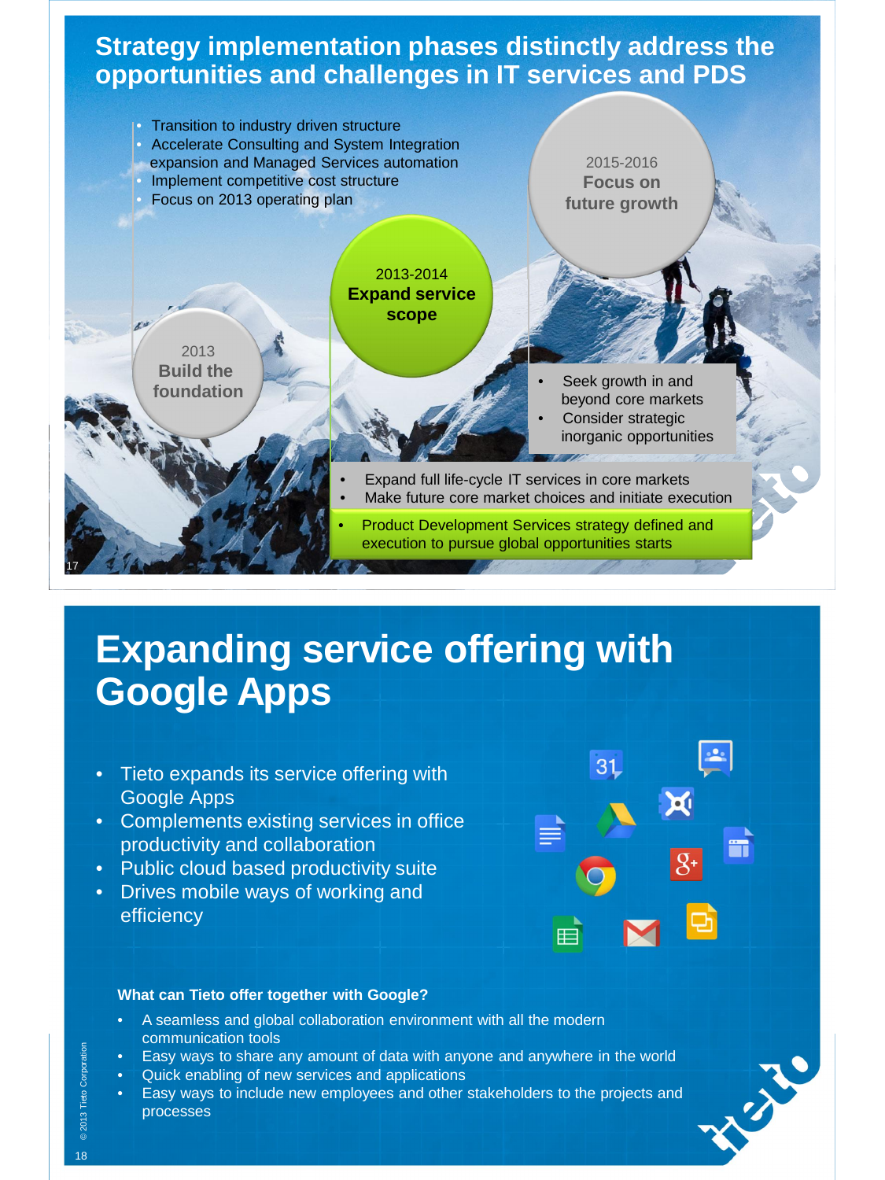## Strategy implementation phases distinctly address the opportunities and challenges in IT services and PDS

**2013 Build the foundation**

- Transition to industry driven structure
- Accelerate Consulting and System Integration expansion and Managed Services automation
- Implement competitive cost structure
- Focus on 2013 operating plan

**2013-2014 Expand service scope**

- Expand full life-cycle IT services in core markets
- Make future core market choices and initiate execution
- Product Development Services strategy defined and execution to pursue global opportunities starts

**2015-2016 Focus on future growth**

- Seek growth in and beyond core markets
- Consider strategic inorganic opportunities

## Expanding service offering with Google Apps

- Tieto expands its service offering with Google Apps
- Complements existing services in office productivity and collaboration
- Public cloud based productivity suite
- Drives mobile ways of working and efficiency

**What can Tieto offer together with Google?**

- A seamless and global collaboration environment with all the modern communication tools
- Easy ways to share any amount of data with anyone and anywhere in the world
- Quick enabling of new services and applications
- Easy ways to include new employees and other stakeholders to the projects and processes

© 2013 Tieto Corporation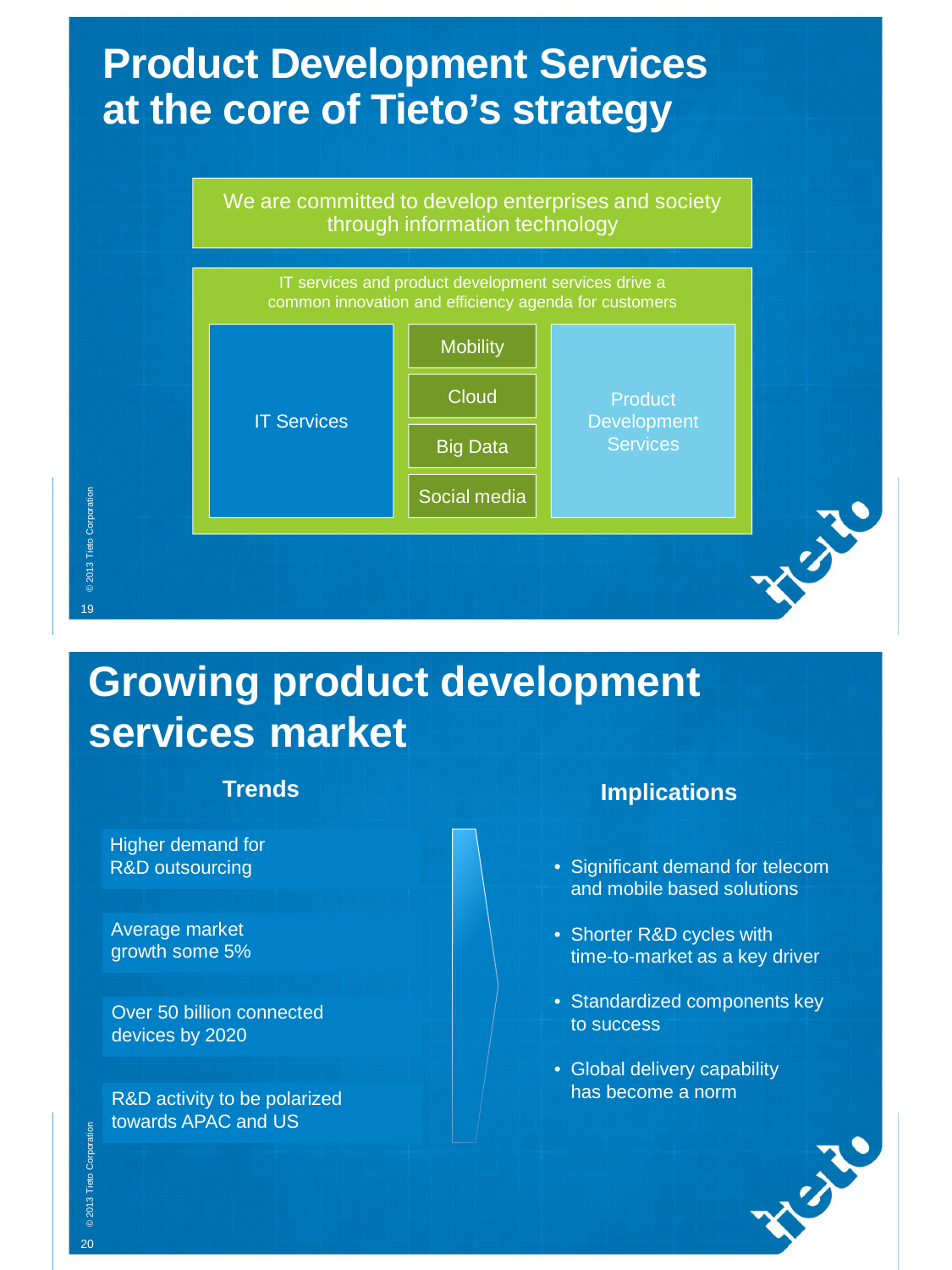# Product Development Services at the core of Tieto's strategy

We are committed to develop enterprises and society through information technology

IT services and product development services drive a common innovation and efficiency agenda for customers

- IT Services
- Mobility
- Cloud
- Big Data
- Social media
- Product Development Services

# Growing product development services market

## Trends

- Higher demand for R&D outsourcing
- Average market growth some 5%
- Over 50 billion connected devices by 2020
- R&D activity to be polarized towards APAC and US

## Implications

- Significant demand for telecom and mobile based solutions
- Shorter R&D cycles with time-to-market as a key driver
- Standardized components key to success
- Global delivery capability has become a norm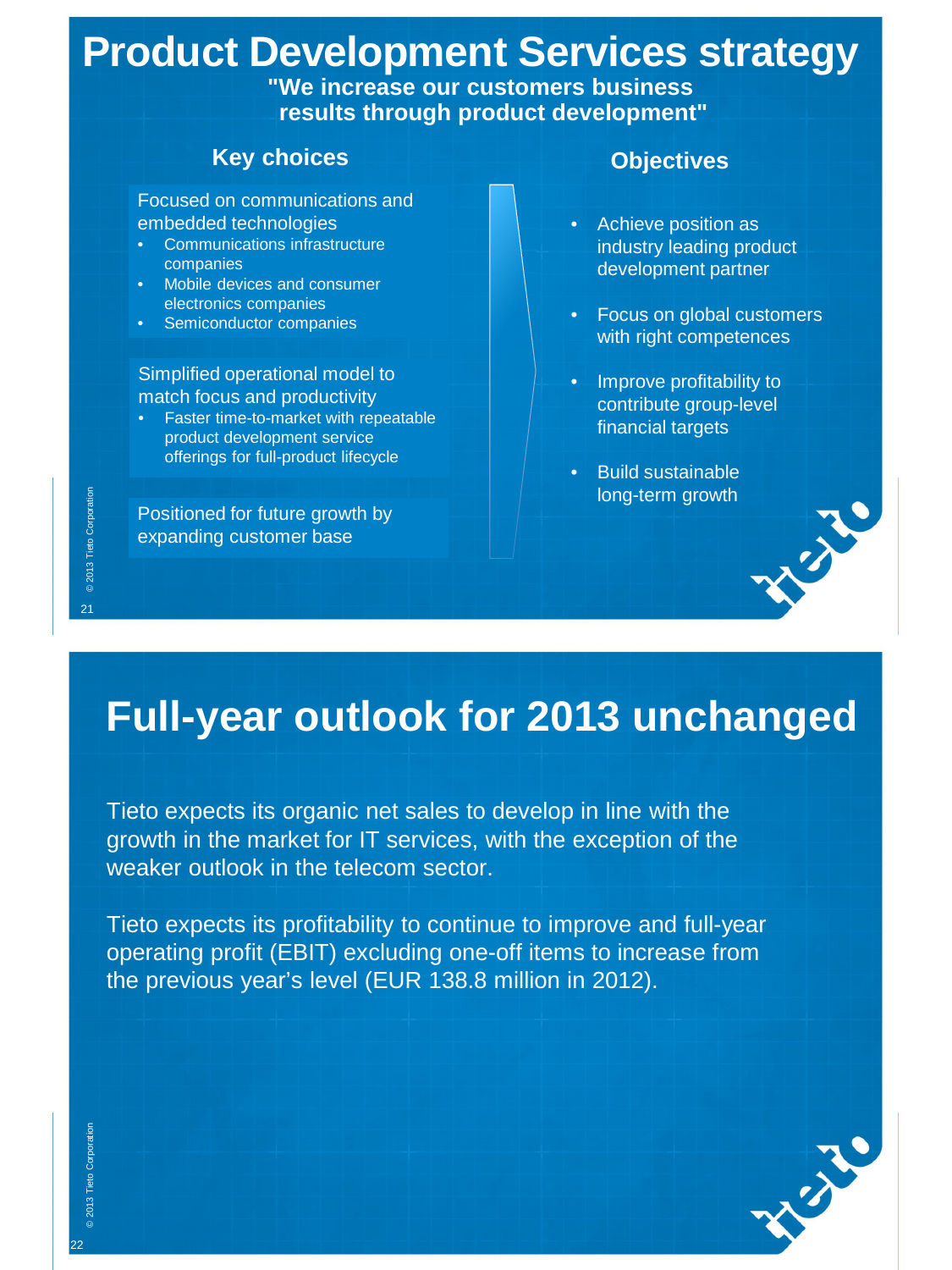# Product Development Services strategy

**"We increase our customers business results through product development"**

## Key choices

Focused on communications and embedded technologies
- Communications infrastructure companies
- Mobile devices and consumer electronics companies
- Semiconductor companies

Simplified operational model to match focus and productivity
- Faster time-to-market with repeatable product development service offerings for full-product lifecycle

Positioned for future growth by expanding customer base

## Objectives

- Achieve position as industry leading product development partner
- Focus on global customers with right competences
- Improve profitability to contribute group-level financial targets
- Build sustainable long-term growth

# Full-year outlook for 2013 unchanged

Tieto expects its organic net sales to develop in line with the growth in the market for IT services, with the exception of the weaker outlook in the telecom sector.

Tieto expects its profitability to continue to improve and full-year operating profit (EBIT) excluding one-off items to increase from the previous year's level (EUR 138.8 million in 2012).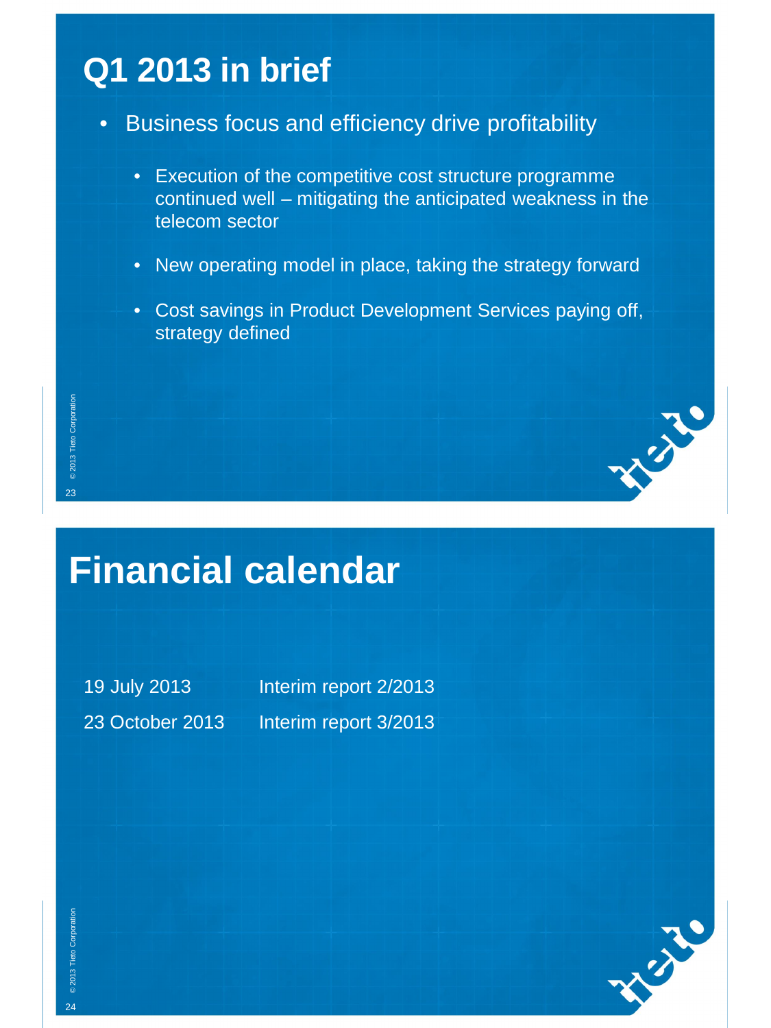# Q1 2013 in brief

- Business focus and efficiency drive profitability
  - Execution of the competitive cost structure programme continued well – mitigating the anticipated weakness in the telecom sector
  - New operating model in place, taking the strategy forward
  - Cost savings in Product Development Services paying off, strategy defined

# Financial calendar

| | |
|---|---|
| 19 July 2013 | Interim report 2/2013 |
| 23 October 2013 | Interim report 3/2013 |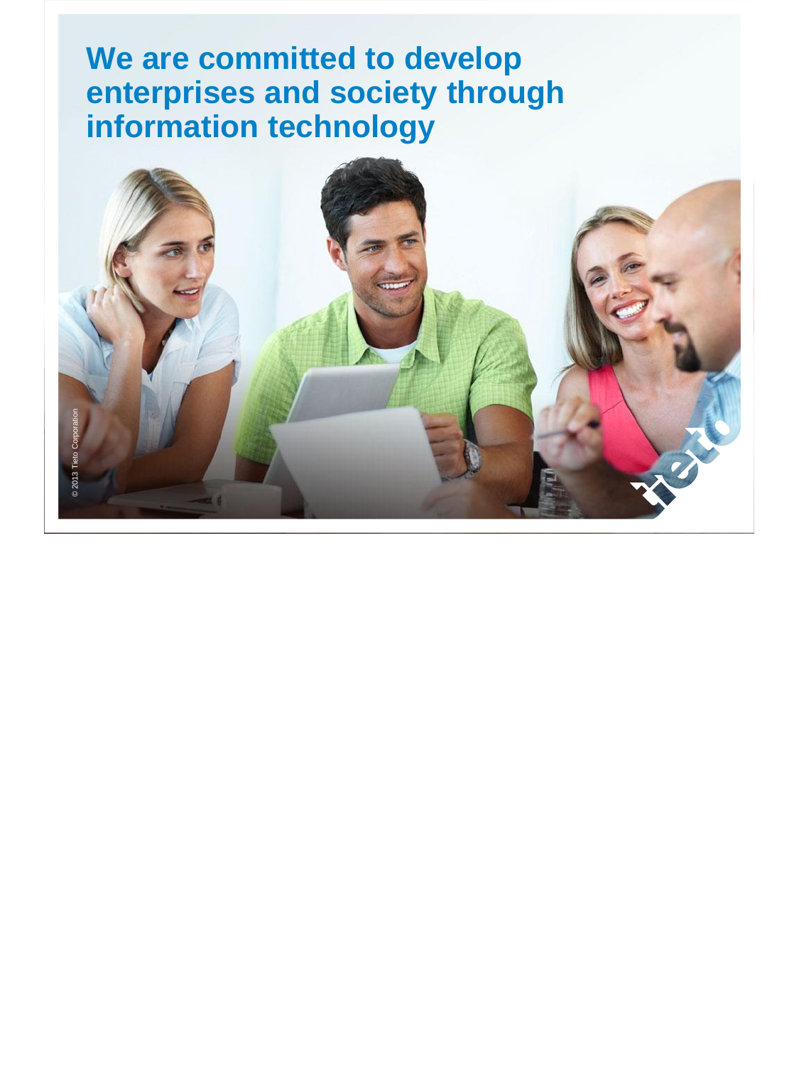# We are committed to develop enterprises and society through information technology

© 2013 Tieto Corporation